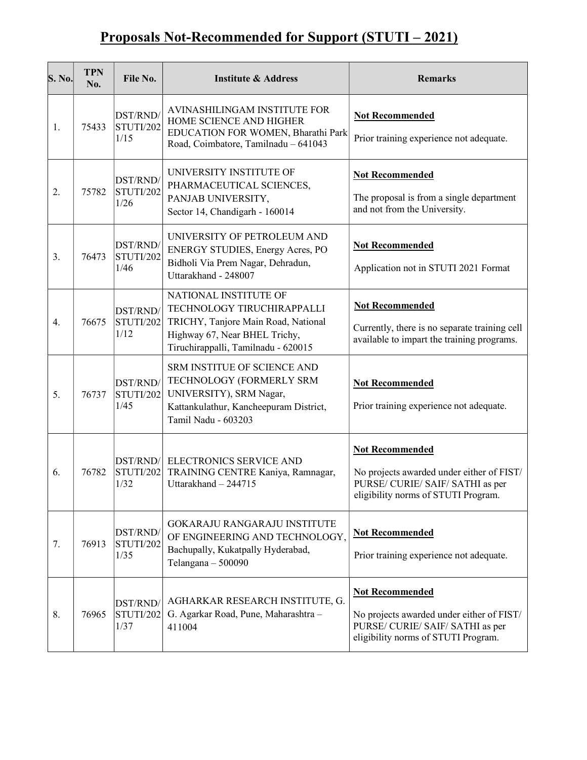# Proposals Not-Recommended for Support (STUTI – 2021)

| S. No. | TPN No. | File No. | Institute & Address | Remarks |
|---|---|---|---|---|
| 1. | 75433 | DST/RND/STUTI/2021/15 | AVINASHILINGAM INSTITUTE FOR HOME SCIENCE AND HIGHER EDUCATION FOR WOMEN, Bharathi Park Road, Coimbatore, Tamilnadu – 641043 | **Not Recommended** Prior training experience not adequate. |
| 2. | 75782 | DST/RND/STUTI/2021/26 | UNIVERSITY INSTITUTE OF PHARMACEUTICAL SCIENCES, PANJAB UNIVERSITY, Sector 14, Chandigarh - 160014 | **Not Recommended** The proposal is from a single department and not from the University. |
| 3. | 76473 | DST/RND/STUTI/2021/46 | UNIVERSITY OF PETROLEUM AND ENERGY STUDIES, Energy Acres, PO Bidholi Via Prem Nagar, Dehradun, Uttarakhand - 248007 | **Not Recommended** Application not in STUTI 2021 Format |
| 4. | 76675 | DST/RND/STUTI/2021/12 | NATIONAL INSTITUTE OF TECHNOLOGY TIRUCHIRAPPALLI TRICHY, Tanjore Main Road, National Highway 67, Near BHEL Trichy, Tiruchirappalli, Tamilnadu - 620015 | **Not Recommended** Currently, there is no separate training cell available to impart the training programs. |
| 5. | 76737 | DST/RND/STUTI/2021/45 | SRM INSTITUE OF SCIENCE AND TECHNOLOGY (FORMERLY SRM UNIVERSITY), SRM Nagar, Kattankulathur, Kancheepuram District, Tamil Nadu - 603203 | **Not Recommended** Prior training experience not adequate. |
| 6. | 76782 | DST/RND/STUTI/2021/32 | ELECTRONICS SERVICE AND TRAINING CENTRE Kaniya, Ramnagar, Uttarakhand – 244715 | **Not Recommended** No projects awarded under either of FIST/ PURSE/ CURIE/ SAIF/ SATHI as per eligibility norms of STUTI Program. |
| 7. | 76913 | DST/RND/STUTI/2021/35 | GOKARAJU RANGARAJU INSTITUTE OF ENGINEERING AND TECHNOLOGY, Bachupally, Kukatpally Hyderabad, Telangana – 500090 | **Not Recommended** Prior training experience not adequate. |
| 8. | 76965 | DST/RND/STUTI/2021/37 | AGHARKAR RESEARCH INSTITUTE, G. G. Agarkar Road, Pune, Maharashtra – 411004 | **Not Recommended** No projects awarded under either of FIST/ PURSE/ CURIE/ SAIF/ SATHI as per eligibility norms of STUTI Program. |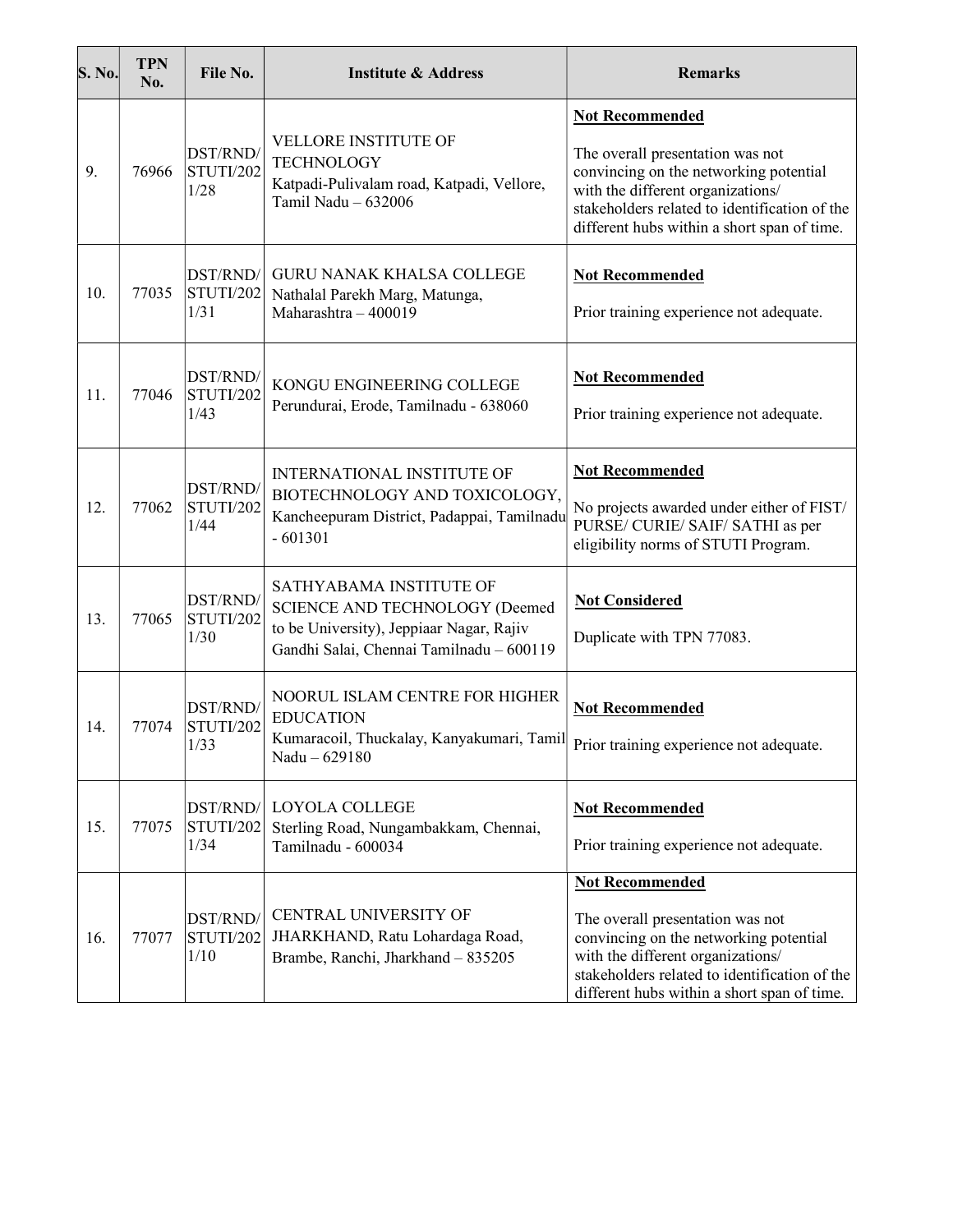| S. No. | TPN No. | File No. | Institute & Address | Remarks |
|---|---|---|---|---|
| 9. | 76966 | DST/RND/STUTI/2021/28 | VELLORE INSTITUTE OF TECHNOLOGY Katpadi-Pulivalam road, Katpadi, Vellore, Tamil Nadu – 632006 | **Not Recommended** The overall presentation was not convincing on the networking potential with the different organizations/ stakeholders related to identification of the different hubs within a short span of time. |
| 10. | 77035 | DST/RND/STUTI/2021/31 | GURU NANAK KHALSA COLLEGE Nathalal Parekh Marg, Matunga, Maharashtra – 400019 | **Not Recommended** Prior training experience not adequate. |
| 11. | 77046 | DST/RND/STUTI/2021/43 | KONGU ENGINEERING COLLEGE Perundurai, Erode, Tamilnadu - 638060 | **Not Recommended** Prior training experience not adequate. |
| 12. | 77062 | DST/RND/STUTI/2021/44 | INTERNATIONAL INSTITUTE OF BIOTECHNOLOGY AND TOXICOLOGY, Kancheepuram District, Padappai, Tamilnadu - 601301 | **Not Recommended** No projects awarded under either of FIST/ PURSE/ CURIE/ SAIF/ SATHI as per eligibility norms of STUTI Program. |
| 13. | 77065 | DST/RND/STUTI/2021/30 | SATHYABAMA INSTITUTE OF SCIENCE AND TECHNOLOGY (Deemed to be University), Jeppiaar Nagar, Rajiv Gandhi Salai, Chennai Tamilnadu – 600119 | **Not Considered** Duplicate with TPN 77083. |
| 14. | 77074 | DST/RND/STUTI/2021/33 | NOORUL ISLAM CENTRE FOR HIGHER EDUCATION Kumaracoil, Thuckalay, Kanyakumari, Tamil Nadu – 629180 | **Not Recommended** Prior training experience not adequate. |
| 15. | 77075 | DST/RND/STUTI/2021/34 | LOYOLA COLLEGE Sterling Road, Nungambakkam, Chennai, Tamilnadu - 600034 | **Not Recommended** Prior training experience not adequate. |
| 16. | 77077 | DST/RND/STUTI/2021/10 | CENTRAL UNIVERSITY OF JHARKHAND, Ratu Lohardaga Road, Brambe, Ranchi, Jharkhand – 835205 | **Not Recommended** The overall presentation was not convincing on the networking potential with the different organizations/ stakeholders related to identification of the different hubs within a short span of time. |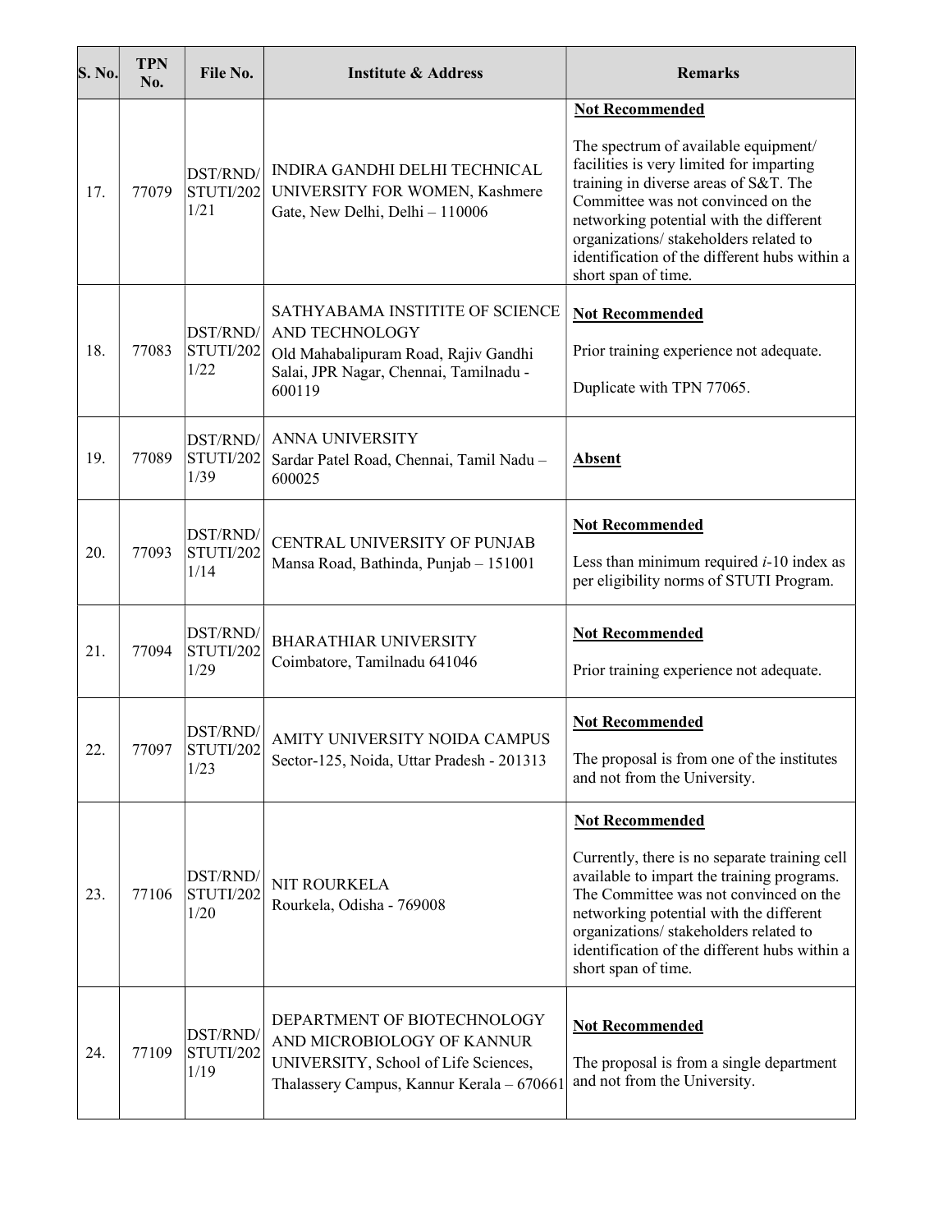| S. No. | TPN No. | File No. | Institute & Address | Remarks |
|---|---|---|---|---|
| 17. | 77079 | DST/RND/STUTI/2021/21 | INDIRA GANDHI DELHI TECHNICAL UNIVERSITY FOR WOMEN, Kashmere Gate, New Delhi, Delhi – 110006 | **Not Recommended**<br><br>The spectrum of available equipment/ facilities is very limited for imparting training in diverse areas of S&T. The Committee was not convinced on the networking potential with the different organizations/ stakeholders related to identification of the different hubs within a short span of time. |
| 18. | 77083 | DST/RND/STUTI/2021/22 | SATHYABAMA INSTITITE OF SCIENCE AND TECHNOLOGY<br>Old Mahabalipuram Road, Rajiv Gandhi Salai, JPR Nagar, Chennai, Tamilnadu - 600119 | **Not Recommended**<br><br>Prior training experience not adequate.<br><br>Duplicate with TPN 77065. |
| 19. | 77089 | DST/RND/STUTI/2021/39 | ANNA UNIVERSITY<br>Sardar Patel Road, Chennai, Tamil Nadu – 600025 | **Absent** |
| 20. | 77093 | DST/RND/STUTI/2021/14 | CENTRAL UNIVERSITY OF PUNJAB<br>Mansa Road, Bathinda, Punjab – 151001 | **Not Recommended**<br><br>Less than minimum required *i*-10 index as per eligibility norms of STUTI Program. |
| 21. | 77094 | DST/RND/STUTI/2021/29 | BHARATHIAR UNIVERSITY<br>Coimbatore, Tamilnadu 641046 | **Not Recommended**<br><br>Prior training experience not adequate. |
| 22. | 77097 | DST/RND/STUTI/2021/23 | AMITY UNIVERSITY NOIDA CAMPUS<br>Sector-125, Noida, Uttar Pradesh - 201313 | **Not Recommended**<br><br>The proposal is from one of the institutes and not from the University. |
| 23. | 77106 | DST/RND/STUTI/2021/20 | NIT ROURKELA<br>Rourkela, Odisha - 769008 | **Not Recommended**<br><br>Currently, there is no separate training cell available to impart the training programs. The Committee was not convinced on the networking potential with the different organizations/ stakeholders related to identification of the different hubs within a short span of time. |
| 24. | 77109 | DST/RND/STUTI/2021/19 | DEPARTMENT OF BIOTECHNOLOGY AND MICROBIOLOGY OF KANNUR UNIVERSITY, School of Life Sciences, Thalassery Campus, Kannur Kerala – 670661 | **Not Recommended**<br><br>The proposal is from a single department and not from the University. |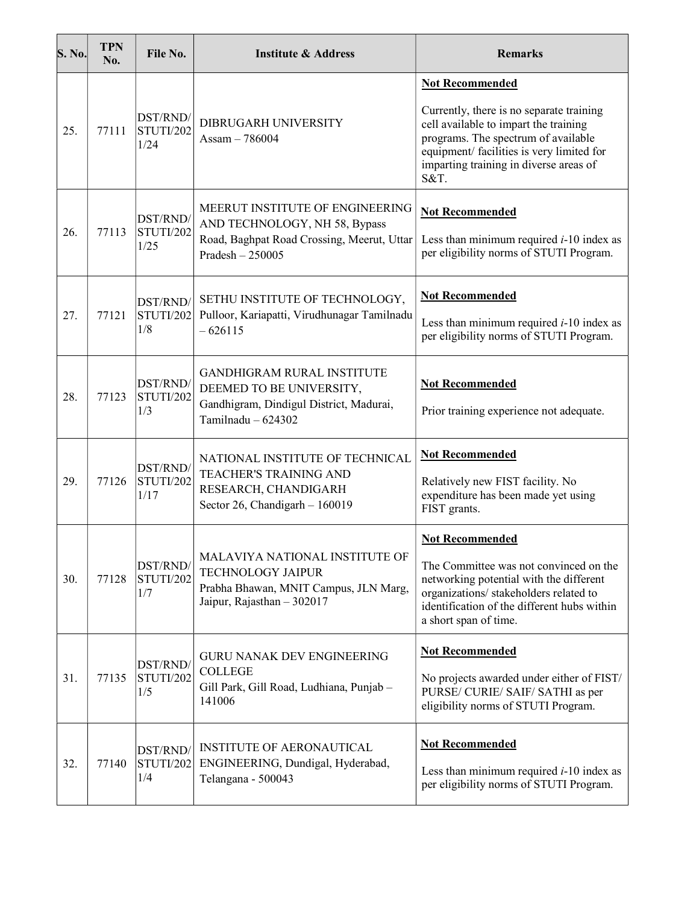| S. No. | TPN No. | File No. | Institute & Address | Remarks |
|---|---|---|---|---|
| 25. | 77111 | DST/RND/STUTI/2021/24 | DIBRUGARH UNIVERSITY Assam – 786004 | **Not Recommended** Currently, there is no separate training cell available to impart the training programs. The spectrum of available equipment/ facilities is very limited for imparting training in diverse areas of S&T. |
| 26. | 77113 | DST/RND/STUTI/2021/25 | MEERUT INSTITUTE OF ENGINEERING AND TECHNOLOGY, NH 58, Bypass Road, Baghpat Road Crossing, Meerut, Uttar Pradesh – 250005 | **Not Recommended** Less than minimum required *i*-10 index as per eligibility norms of STUTI Program. |
| 27. | 77121 | DST/RND/STUTI/2021/8 | SETHU INSTITUTE OF TECHNOLOGY, Pulloor, Kariapatti, Virudhunagar Tamilnadu – 626115 | **Not Recommended** Less than minimum required *i*-10 index as per eligibility norms of STUTI Program. |
| 28. | 77123 | DST/RND/STUTI/2021/3 | GANDHIGRAM RURAL INSTITUTE DEEMED TO BE UNIVERSITY, Gandhigram, Dindigul District, Madurai, Tamilnadu – 624302 | **Not Recommended** Prior training experience not adequate. |
| 29. | 77126 | DST/RND/STUTI/2021/17 | NATIONAL INSTITUTE OF TECHNICAL TEACHER'S TRAINING AND RESEARCH, CHANDIGARH Sector 26, Chandigarh – 160019 | **Not Recommended** Relatively new FIST facility. No expenditure has been made yet using FIST grants. |
| 30. | 77128 | DST/RND/STUTI/2021/7 | MALAVIYA NATIONAL INSTITUTE OF TECHNOLOGY JAIPUR Prabha Bhawan, MNIT Campus, JLN Marg, Jaipur, Rajasthan – 302017 | **Not Recommended** The Committee was not convinced on the networking potential with the different organizations/ stakeholders related to identification of the different hubs within a short span of time. |
| 31. | 77135 | DST/RND/STUTI/2021/5 | GURU NANAK DEV ENGINEERING COLLEGE Gill Park, Gill Road, Ludhiana, Punjab – 141006 | **Not Recommended** No projects awarded under either of FIST/ PURSE/ CURIE/ SAIF/ SATHI as per eligibility norms of STUTI Program. |
| 32. | 77140 | DST/RND/STUTI/2021/4 | INSTITUTE OF AERONAUTICAL ENGINEERING, Dundigal, Hyderabad, Telangana - 500043 | **Not Recommended** Less than minimum required *i*-10 index as per eligibility norms of STUTI Program. |